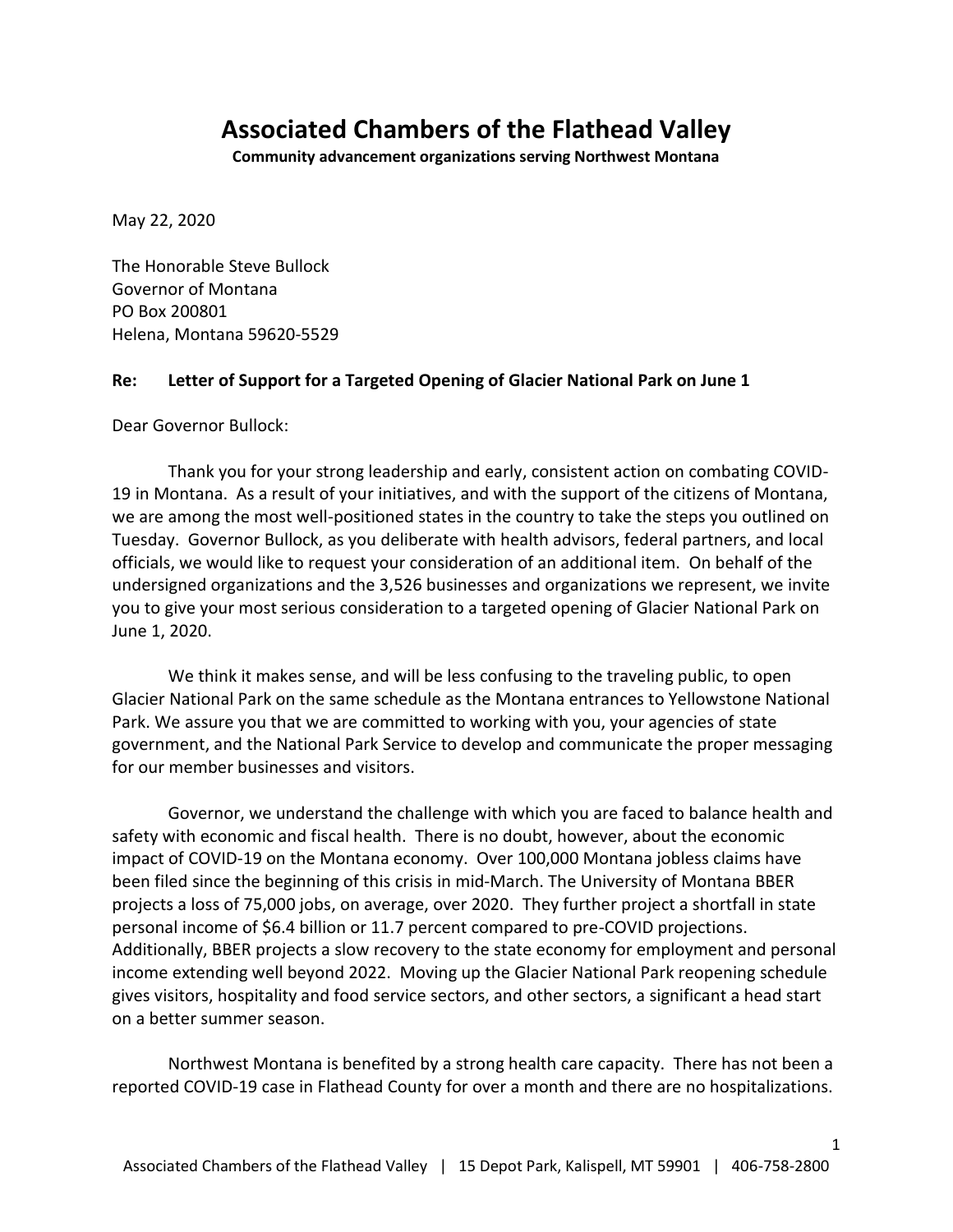# Associated Chambers of the Flathead Valley

**Community advancement organizations serving Northwest Montana**

May 22, 2020

The Honorable Steve Bullock
Governor of Montana
PO Box 200801
Helena, Montana 59620-5529

**Re: Letter of Support for a Targeted Opening of Glacier National Park on June 1**

Dear Governor Bullock:

Thank you for your strong leadership and early, consistent action on combating COVID-19 in Montana. As a result of your initiatives, and with the support of the citizens of Montana, we are among the most well-positioned states in the country to take the steps you outlined on Tuesday. Governor Bullock, as you deliberate with health advisors, federal partners, and local officials, we would like to request your consideration of an additional item. On behalf of the undersigned organizations and the 3,526 businesses and organizations we represent, we invite you to give your most serious consideration to a targeted opening of Glacier National Park on June 1, 2020.

We think it makes sense, and will be less confusing to the traveling public, to open Glacier National Park on the same schedule as the Montana entrances to Yellowstone National Park. We assure you that we are committed to working with you, your agencies of state government, and the National Park Service to develop and communicate the proper messaging for our member businesses and visitors.

Governor, we understand the challenge with which you are faced to balance health and safety with economic and fiscal health. There is no doubt, however, about the economic impact of COVID-19 on the Montana economy. Over 100,000 Montana jobless claims have been filed since the beginning of this crisis in mid-March. The University of Montana BBER projects a loss of 75,000 jobs, on average, over 2020. They further project a shortfall in state personal income of $6.4 billion or 11.7 percent compared to pre-COVID projections. Additionally, BBER projects a slow recovery to the state economy for employment and personal income extending well beyond 2022. Moving up the Glacier National Park reopening schedule gives visitors, hospitality and food service sectors, and other sectors, a significant a head start on a better summer season.

Northwest Montana is benefited by a strong health care capacity. There has not been a reported COVID-19 case in Flathead County for over a month and there are no hospitalizations.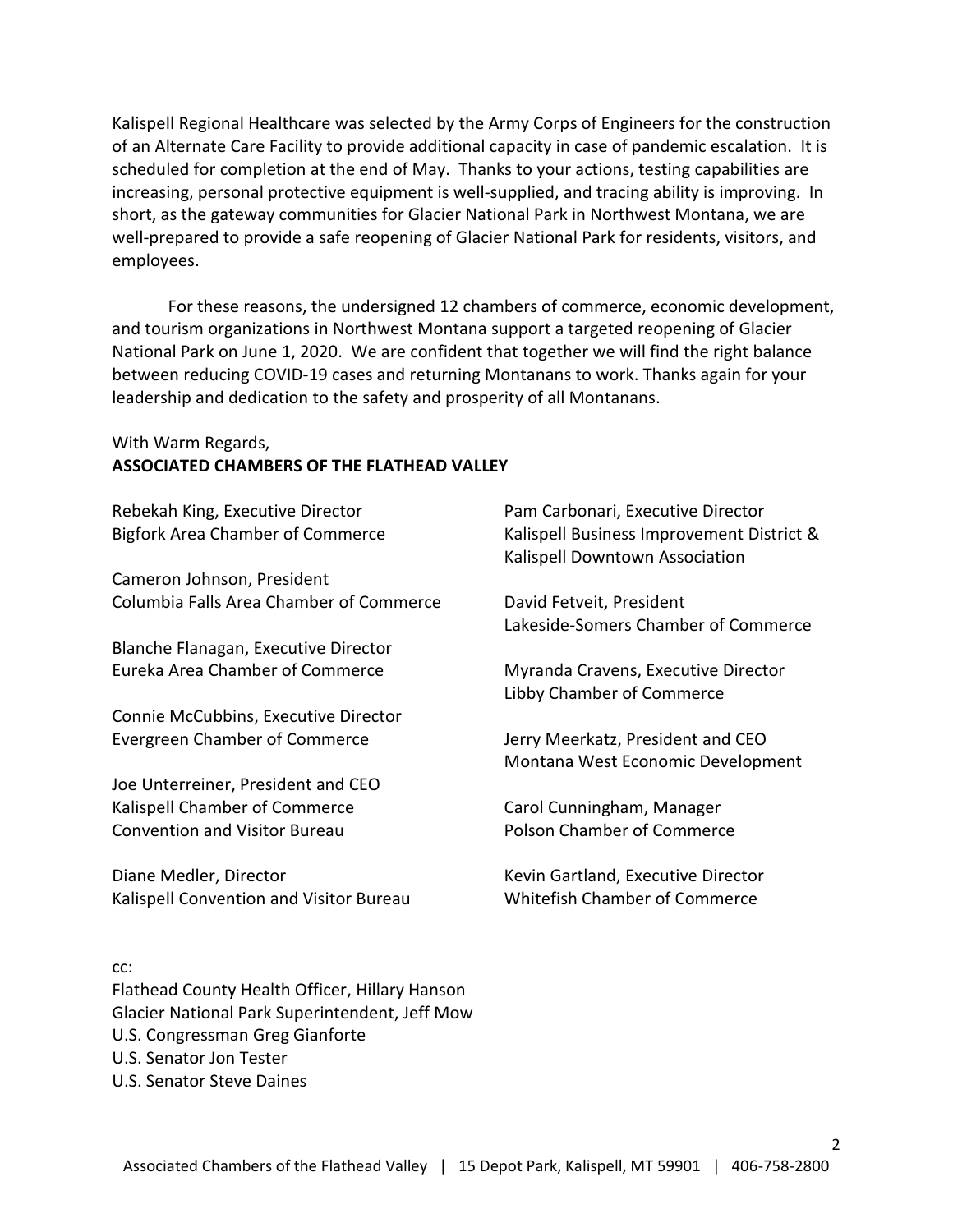Kalispell Regional Healthcare was selected by the Army Corps of Engineers for the construction of an Alternate Care Facility to provide additional capacity in case of pandemic escalation. It is scheduled for completion at the end of May. Thanks to your actions, testing capabilities are increasing, personal protective equipment is well-supplied, and tracing ability is improving. In short, as the gateway communities for Glacier National Park in Northwest Montana, we are well-prepared to provide a safe reopening of Glacier National Park for residents, visitors, and employees.

For these reasons, the undersigned 12 chambers of commerce, economic development, and tourism organizations in Northwest Montana support a targeted reopening of Glacier National Park on June 1, 2020. We are confident that together we will find the right balance between reducing COVID-19 cases and returning Montanans to work. Thanks again for your leadership and dedication to the safety and prosperity of all Montanans.

With Warm Regards,
**ASSOCIATED CHAMBERS OF THE FLATHEAD VALLEY**

Rebekah King, Executive Director
Bigfork Area Chamber of Commerce

Cameron Johnson, President
Columbia Falls Area Chamber of Commerce

Blanche Flanagan, Executive Director
Eureka Area Chamber of Commerce

Connie McCubbins, Executive Director
Evergreen Chamber of Commerce

Joe Unterreiner, President and CEO
Kalispell Chamber of Commerce
Convention and Visitor Bureau

Diane Medler, Director
Kalispell Convention and Visitor Bureau

Pam Carbonari, Executive Director
Kalispell Business Improvement District &
Kalispell Downtown Association

David Fetveit, President
Lakeside-Somers Chamber of Commerce

Myranda Cravens, Executive Director
Libby Chamber of Commerce

Jerry Meerkatz, President and CEO
Montana West Economic Development

Carol Cunningham, Manager
Polson Chamber of Commerce

Kevin Gartland, Executive Director
Whitefish Chamber of Commerce

cc:
Flathead County Health Officer, Hillary Hanson
Glacier National Park Superintendent, Jeff Mow
U.S. Congressman Greg Gianforte
U.S. Senator Jon Tester
U.S. Senator Steve Daines

Associated Chambers of the Flathead Valley | 15 Depot Park, Kalispell, MT 59901 | 406-758-2800